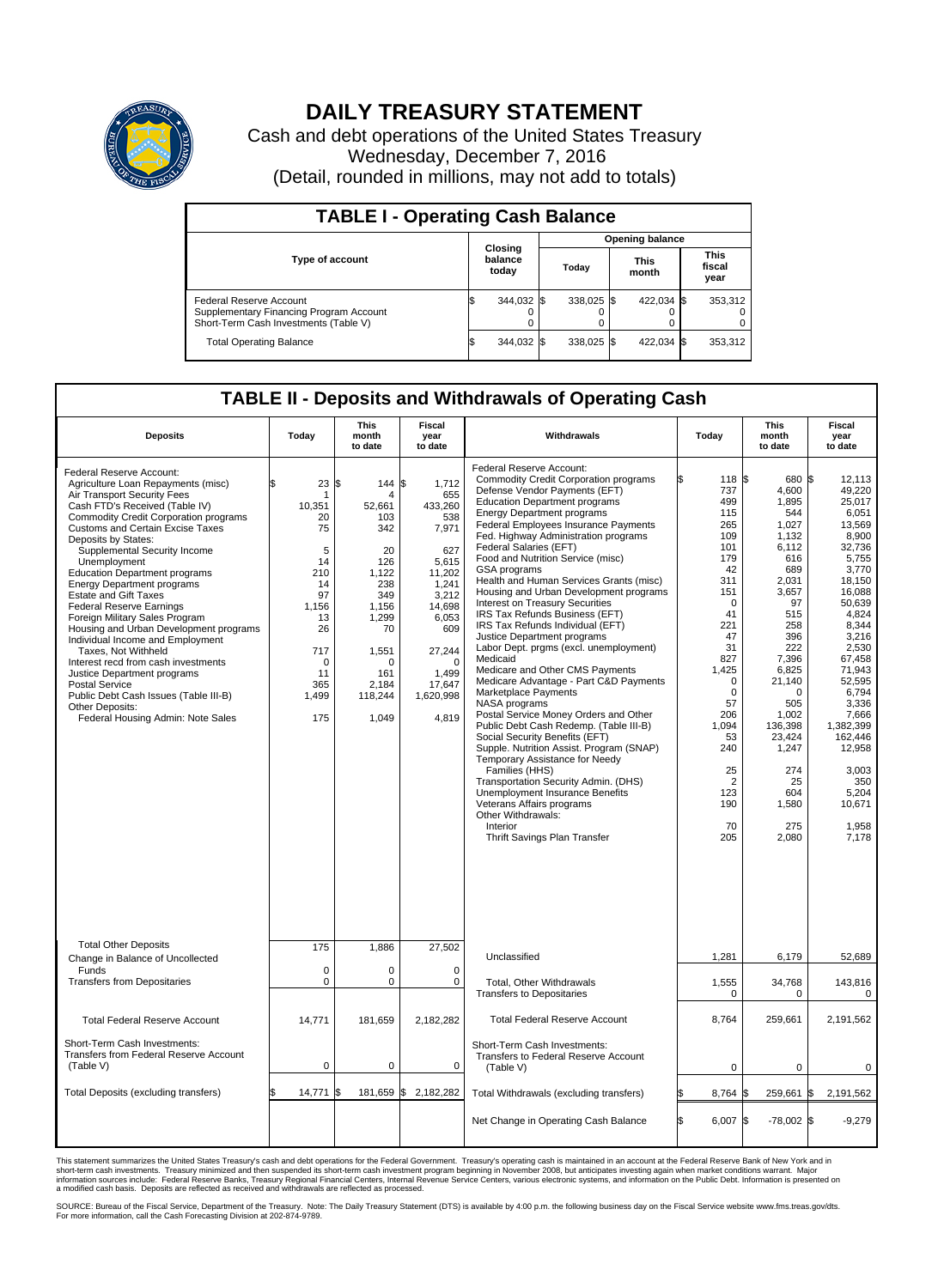# DAILY TREASURY STATEMENT

Cash and debt operations of the United States Treasury
Wednesday, December 7, 2016
(Detail, rounded in millions, may not add to totals)

## TABLE I - Operating Cash Balance

| Type of account | Closing balance today | Opening balance Today | Opening balance This month | Opening balance This fiscal year |
|---|---|---|---|---|
| Federal Reserve Account | $ 344,032 | $ 338,025 | $ 422,034 | $ 353,312 |
| Supplementary Financing Program Account | 0 | 0 | 0 | 0 |
| Short-Term Cash Investments (Table V) | 0 | 0 | 0 | 0 |
| Total Operating Balance | $ 344,032 | $ 338,025 | $ 422,034 | $ 353,312 |

## TABLE II - Deposits and Withdrawals of Operating Cash

| Deposits | Today | This month to date | Fiscal year to date | Withdrawals | Today | This month to date | Fiscal year to date |
|---|---|---|---|---|---|---|---|
| Federal Reserve Account: | | | | Federal Reserve Account: | | | |
| Agriculture Loan Repayments (misc) | $ 23 | $ 144 | $ 1,712 | Commodity Credit Corporation programs | $ 118 | $ 680 | $ 12,113 |
| Air Transport Security Fees | 1 | 4 | 655 | Defense Vendor Payments (EFT) | 737 | 4,600 | 49,220 |
| Cash FTD's Received (Table IV) | 10,351 | 52,661 | 433,260 | Education Department programs | 499 | 1,895 | 25,017 |
| Commodity Credit Corporation programs | 20 | 103 | 538 | Energy Department programs | 115 | 544 | 6,051 |
| Customs and Certain Excise Taxes | 75 | 342 | 7,971 | Federal Employees Insurance Payments | 265 | 1,027 | 13,569 |
| Deposits by States: | | | | Fed. Highway Administration programs | 109 | 1,132 | 8,900 |
| Supplemental Security Income | 5 | 20 | 627 | Federal Salaries (EFT) | 101 | 6,112 | 32,736 |
| Unemployment | 14 | 126 | 5,615 | Food and Nutrition Service (misc) | 179 | 616 | 5,755 |
| Education Department programs | 210 | 1,122 | 11,202 | GSA programs | 42 | 689 | 3,770 |
| Energy Department programs | 14 | 238 | 1,241 | Health and Human Services Grants (misc) | 311 | 2,031 | 18,150 |
| Estate and Gift Taxes | 97 | 349 | 3,212 | Housing and Urban Development programs | 151 | 3,657 | 16,088 |
| Federal Reserve Earnings | 1,156 | 1,156 | 14,698 | Interest on Treasury Securities | 0 | 97 | 50,639 |
| Foreign Military Sales Program | 13 | 1,299 | 6,053 | IRS Tax Refunds Business (EFT) | 41 | 515 | 4,824 |
| Housing and Urban Development programs | 26 | 70 | 609 | IRS Tax Refunds Individual (EFT) | 221 | 258 | 8,344 |
| Individual Income and Employment Taxes, Not Withheld | 717 | 1,551 | 27,244 | Justice Department programs | 47 | 396 | 3,216 |
| Interest recd from cash investments | 0 | 0 | 0 | Labor Dept. prgms (excl. unemployment) | 31 | 222 | 2,530 |
| Justice Department programs | 11 | 161 | 1,499 | Medicaid | 827 | 7,396 | 67,458 |
| Postal Service | 365 | 2,184 | 17,647 | Medicare and Other CMS Payments | 1,425 | 6,825 | 71,943 |
| Public Debt Cash Issues (Table III-B) | 1,499 | 118,244 | 1,620,998 | Medicare Advantage - Part C&D Payments | 0 | 21,140 | 52,595 |
| Other Deposits: | | | | Marketplace Payments | 0 | 0 | 6,794 |
| Federal Housing Admin: Note Sales | 175 | 1,049 | 4,819 | NASA programs | 57 | 505 | 3,336 |
| | | | | Postal Service Money Orders and Other | 206 | 1,002 | 7,666 |
| | | | | Public Debt Cash Redemp. (Table III-B) | 1,094 | 136,398 | 1,382,399 |
| | | | | Social Security Benefits (EFT) | 53 | 23,424 | 162,446 |
| | | | | Supple. Nutrition Assist. Program (SNAP) | 240 | 1,247 | 12,958 |
| | | | | Temporary Assistance for Needy Families (HHS) | 25 | 274 | 3,003 |
| | | | | Transportation Security Admin. (DHS) | 2 | 25 | 350 |
| | | | | Unemployment Insurance Benefits | 123 | 604 | 5,204 |
| | | | | Veterans Affairs programs | 190 | 1,580 | 10,671 |
| | | | | Other Withdrawals: | | | |
| | | | | Interior | 70 | 275 | 1,958 |
| | | | | Thrift Savings Plan Transfer | 205 | 2,080 | 7,178 |
| Total Other Deposits | 175 | 1,886 | 27,502 | Unclassified | 1,281 | 6,179 | 52,689 |
| Change in Balance of Uncollected Funds | 0 | 0 | 0 | | | | |
| Transfers from Depositaries | 0 | 0 | 0 | Total, Other Withdrawals | 1,555 | 34,768 | 143,816 |
| | | | | Transfers to Depositaries | 0 | 0 | 0 |
| Total Federal Reserve Account | 14,771 | 181,659 | 2,182,282 | Total Federal Reserve Account | 8,764 | 259,661 | 2,191,562 |
| Short-Term Cash Investments: Transfers from Federal Reserve Account (Table V) | 0 | 0 | 0 | Short-Term Cash Investments: Transfers to Federal Reserve Account (Table V) | 0 | 0 | 0 |
| Total Deposits (excluding transfers) | $ 14,771 | $ 181,659 | $ 2,182,282 | Total Withdrawals (excluding transfers) | $ 8,764 | $ 259,661 | $ 2,191,562 |
| | | | | Net Change in Operating Cash Balance | $ 6,007 | $ -78,002 | $ -9,279 |

This statement summarizes the United States Treasury's cash and debt operations for the Federal Government. Treasury's operating cash is maintained in an account at the Federal Reserve Bank of New York and in short-term cash investments. Treasury minimized and then suspended its short-term cash investment program beginning in November 2008, but anticipates investing again when market conditions warrant. Major information sources include: Federal Reserve Banks, Treasury Regional Financial Centers, Internal Revenue Service Centers, various electronic systems, and information on the Public Debt. Information is presented on a modified cash basis. Deposits are reflected as received and withdrawals are reflected as processed.

SOURCE: Bureau of the Fiscal Service, Department of the Treasury. Note: The Daily Treasury Statement (DTS) is available by 4:00 p.m. the following business day on the Fiscal Service website www.fms.treas.gov/dts. For more information, call the Cash Forecasting Division at 202-874-9789.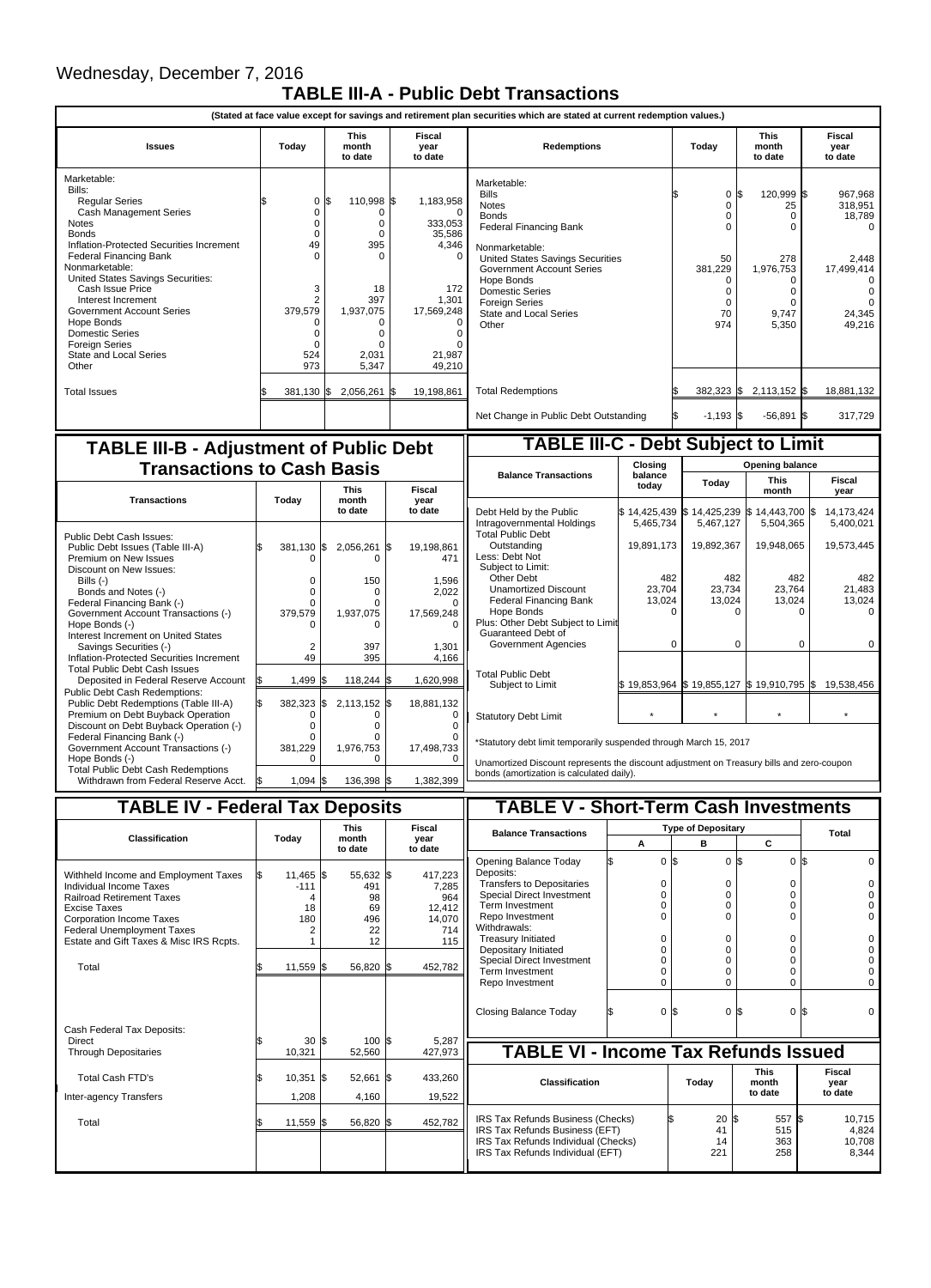Wednesday, December 7, 2016

# TABLE III-A - Public Debt Transactions

(Stated at face value except for savings and retirement plan securities which are stated at current redemption values.)

| Issues | Today | This month to date | Fiscal year to date |
|---|---|---|---|
| Marketable: | | | |
| Bills: | | | |
| Regular Series | $ 0 | $ 110,998 | $ 1,183,958 |
| Cash Management Series | 0 | 0 | 0 |
| Notes | 0 | 0 | 333,053 |
| Bonds | 0 | 0 | 35,586 |
| Inflation-Protected Securities Increment | 49 | 395 | 4,346 |
| Federal Financing Bank | 0 | 0 | 0 |
| Nonmarketable: | | | |
| United States Savings Securities: | | | |
| Cash Issue Price | 3 | 18 | 172 |
| Interest Increment | 2 | 397 | 1,301 |
| Government Account Series | 379,579 | 1,937,075 | 17,569,248 |
| Hope Bonds | 0 | 0 | 0 |
| Domestic Series | 0 | 0 | 0 |
| Foreign Series | 0 | 0 | 0 |
| State and Local Series | 524 | 2,031 | 21,987 |
| Other | 973 | 5,347 | 49,210 |
| Total Issues | $ 381,130 | $ 2,056,261 | $ 19,198,861 |

| Redemptions | Today | This month to date | Fiscal year to date |
|---|---|---|---|
| Marketable: | | | |
| Bills | $ 0 | $ 120,999 | $ 967,968 |
| Notes | 0 | 25 | 318,951 |
| Bonds | 0 | 0 | 18,789 |
| Federal Financing Bank | 0 | 0 | 0 |
| Nonmarketable: | | | |
| United States Savings Securities | 50 | 278 | 2,448 |
| Government Account Series | 381,229 | 1,976,753 | 17,499,414 |
| Hope Bonds | 0 | 0 | 0 |
| Domestic Series | 0 | 0 | 0 |
| Foreign Series | 0 | 0 | 0 |
| State and Local Series | 70 | 9,747 | 24,345 |
| Other | 974 | 5,350 | 49,216 |
| Total Redemptions | $ 382,323 | $ 2,113,152 | $ 18,881,132 |
| Net Change in Public Debt Outstanding | $ -1,193 | $ -56,891 | $ 317,729 |

# TABLE III-B - Adjustment of Public Debt Transactions to Cash Basis

| Transactions | Today | This month to date | Fiscal year to date |
|---|---|---|---|
| Public Debt Cash Issues: | | | |
| Public Debt Issues (Table III-A) | $ 381,130 | $ 2,056,261 | $ 19,198,861 |
| Premium on New Issues | 0 | 0 | 471 |
| Discount on New Issues: | | | |
| Bills (-) | 0 | 150 | 1,596 |
| Bonds and Notes (-) | 0 | 0 | 2,022 |
| Federal Financing Bank (-) | 0 | 0 | 0 |
| Government Account Transactions (-) | 379,579 | 1,937,075 | 17,569,248 |
| Hope Bonds (-) | 0 | 0 | 0 |
| Interest Increment on United States Savings Securities (-) | 2 | 397 | 1,301 |
| Inflation-Protected Securities Increment | 49 | 395 | 4,166 |
| Total Public Debt Cash Issues Deposited in Federal Reserve Account | $ 1,499 | $ 118,244 | $ 1,620,998 |
| Public Debt Cash Redemptions: | | | |
| Public Debt Redemptions (Table III-A) | $ 382,323 | $ 2,113,152 | $ 18,881,132 |
| Premium on Debt Buyback Operation | 0 | 0 | 0 |
| Discount on Debt Buyback Operation (-) | 0 | 0 | 0 |
| Federal Financing Bank (-) | 0 | 0 | 0 |
| Government Account Transactions (-) | 381,229 | 1,976,753 | 17,498,733 |
| Hope Bonds (-) | 0 | 0 | 0 |
| Total Public Debt Cash Redemptions Withdrawn from Federal Reserve Acct. | $ 1,094 | $ 136,398 | $ 1,382,399 |

# TABLE III-C - Debt Subject to Limit

| Balance Transactions | Closing balance today | Opening balance Today | Opening balance This month | Opening balance Fiscal year |
|---|---|---|---|---|
| Debt Held by the Public | $ 14,425,439 | $ 14,425,239 | $ 14,443,700 | $ 14,173,424 |
| Intragovernmental Holdings | 5,465,734 | 5,467,127 | 5,504,365 | 5,400,021 |
| Total Public Debt Outstanding | 19,891,173 | 19,892,367 | 19,948,065 | 19,573,445 |
| Less: Debt Not Subject to Limit: | | | | |
| Other Debt | 482 | 482 | 482 | 482 |
| Unamortized Discount | 23,704 | 23,734 | 23,764 | 21,483 |
| Federal Financing Bank | 13,024 | 13,024 | 13,024 | 13,024 |
| Hope Bonds | 0 | 0 | 0 | 0 |
| Plus: Other Debt Subject to Limit | | | | |
| Guaranteed Debt of Government Agencies | 0 | 0 | 0 | 0 |
| Total Public Debt Subject to Limit | $ 19,853,964 | $ 19,855,127 | $ 19,910,795 | $ 19,538,456 |
| Statutory Debt Limit | * | * | * | * |

*Statutory debt limit temporarily suspended through March 15, 2017

Unamortized Discount represents the discount adjustment on Treasury bills and zero-coupon bonds (amortization is calculated daily).

# TABLE IV - Federal Tax Deposits

| Classification | Today | This month to date | Fiscal year to date |
|---|---|---|---|
| Withheld Income and Employment Taxes | $ 11,465 | $ 55,632 | $ 417,223 |
| Individual Income Taxes | -111 | 491 | 7,285 |
| Railroad Retirement Taxes | 4 | 98 | 964 |
| Excise Taxes | 18 | 69 | 12,412 |
| Corporation Income Taxes | 180 | 496 | 14,070 |
| Federal Unemployment Taxes | 2 | 22 | 714 |
| Estate and Gift Taxes & Misc IRS Rcpts. | 1 | 12 | 115 |
| Total | $ 11,559 | $ 56,820 | $ 452,782 |
| Cash Federal Tax Deposits: | | | |
| Direct | $ 30 | $ 100 | $ 5,287 |
| Through Depositaries | 10,321 | 52,560 | 427,973 |
| Total Cash FTD's | $ 10,351 | $ 52,661 | $ 433,260 |
| Inter-agency Transfers | 1,208 | 4,160 | 19,522 |
| Total | $ 11,559 | $ 56,820 | $ 452,782 |

# TABLE V - Short-Term Cash Investments

| Balance Transactions | Type of Depositary A | Type of Depositary B | Type of Depositary C | Total |
|---|---|---|---|---|
| Opening Balance Today | $ 0 | $ 0 | $ 0 | $ 0 |
| Deposits: | | | | |
| Transfers to Depositaries | 0 | 0 | 0 | 0 |
| Special Direct Investment | 0 | 0 | 0 | 0 |
| Term Investment | 0 | 0 | 0 | 0 |
| Repo Investment | 0 | 0 | 0 | 0 |
| Withdrawals: | | | | |
| Treasury Initiated | 0 | 0 | 0 | 0 |
| Depositary Initiated | 0 | 0 | 0 | 0 |
| Special Direct Investment | 0 | 0 | 0 | 0 |
| Term Investment | 0 | 0 | 0 | 0 |
| Repo Investment | 0 | 0 | 0 | 0 |
| Closing Balance Today | $ 0 | $ 0 | $ 0 | $ 0 |

# TABLE VI - Income Tax Refunds Issued

| Classification | Today | This month to date | Fiscal year to date |
|---|---|---|---|
| IRS Tax Refunds Business (Checks) | $ 20 | $ 557 | $ 10,715 |
| IRS Tax Refunds Business (EFT) | 41 | 515 | 4,824 |
| IRS Tax Refunds Individual (Checks) | 14 | 363 | 10,708 |
| IRS Tax Refunds Individual (EFT) | 221 | 258 | 8,344 |